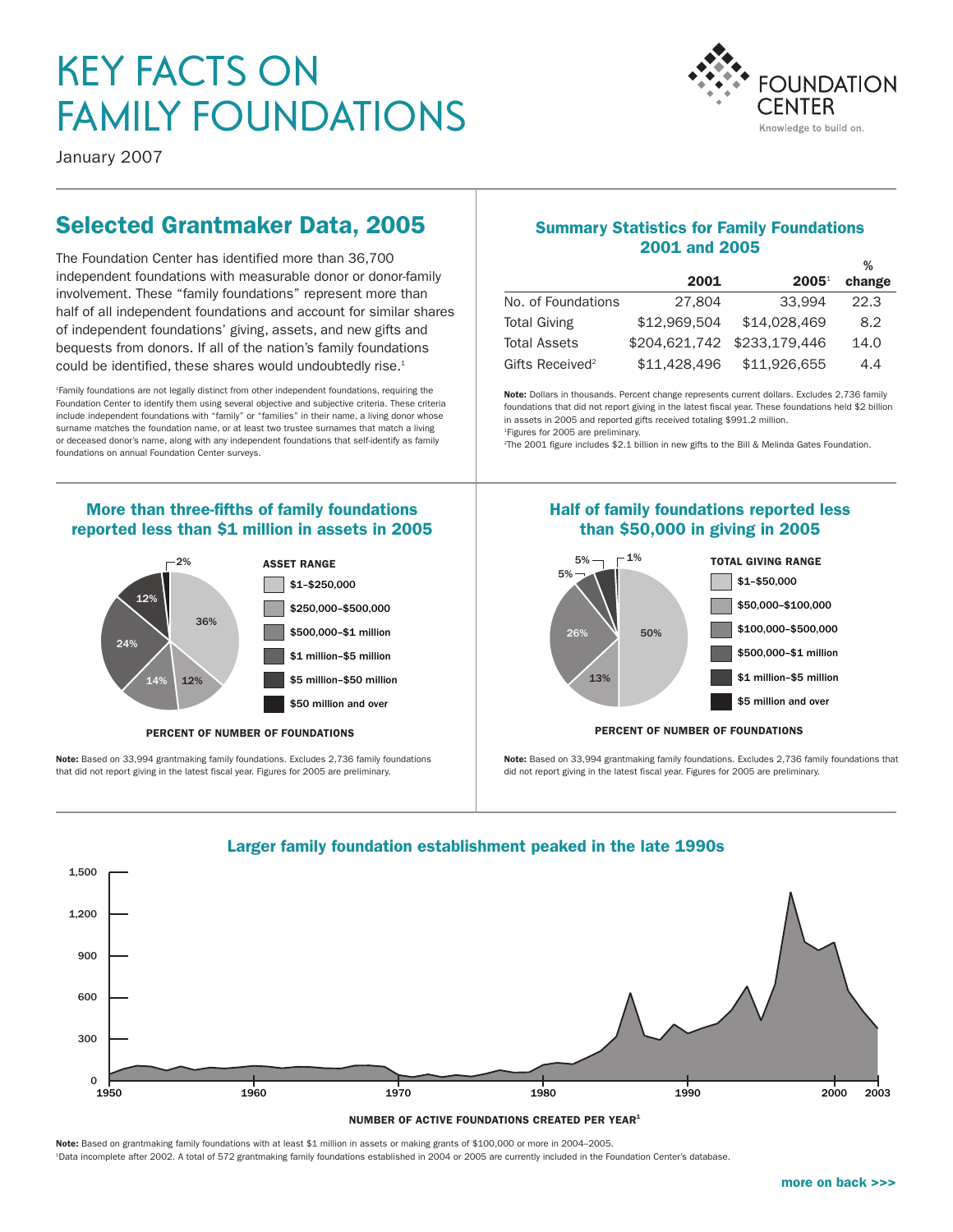# KEY FACTS ON FAMILY FOUNDATIONS

January 2007

FOUNDATION CENTER
Knowledge to build on.

## Selected Grantmaker Data, 2005

The Foundation Center has identified more than 36,700 independent foundations with measurable donor or donor-family involvement. These “family foundations” represent more than half of all independent foundations and account for similar shares of independent foundations’ giving, assets, and new gifts and bequests from donors. If all of the nation’s family foundations could be identified, these shares would undoubtedly rise.[1]

[1]Family foundations are not legally distinct from other independent foundations, requiring the Foundation Center to identify them using several objective and subjective criteria. These criteria include independent foundations with “family” or “families” in their name, a living donor whose surname matches the foundation name, or at least two trustee surnames that match a living or deceased donor’s name, along with any independent foundations that self-identify as family foundations on annual Foundation Center surveys.

### Summary Statistics for Family Foundations 2001 and 2005

| | 2001 | 2005[1] | % change |
|---|---|---|---|
| No. of Foundations | 27,804 | 33,994 | 22.3 |
| Total Giving | $12,969,504 | $14,028,469 | 8.2 |
| Total Assets | $204,621,742 | $233,179,446 | 14.0 |
| Gifts Received[2] | $11,428,496 | $11,926,655 | 4.4 |

**Note:** Dollars in thousands. Percent change represents current dollars. Excludes 2,736 family foundations that did not report giving in the latest fiscal year. These foundations held $2 billion in assets in 2005 and reported gifts received totaling $991.2 million.
[1]Figures for 2005 are preliminary.
[2]The 2001 figure includes $2.1 billion in new gifts to the Bill & Melinda Gates Foundation.

### More than three-fifths of family foundations reported less than $1 million in assets in 2005

ASSET RANGE
$1–$250,000 36%
$250,000–$500,000 12%
$500,000–$1 million 14%
$1 million–$5 million 24%
$5 million–$50 million 12%
$50 million and over 2%

PERCENT OF NUMBER OF FOUNDATIONS

**Note:** Based on 33,994 grantmaking family foundations. Excludes 2,736 family foundations that did not report giving in the latest fiscal year. Figures for 2005 are preliminary.

### Half of family foundations reported less than $50,000 in giving in 2005

TOTAL GIVING RANGE
$1–$50,000 50%
$50,000–$100,000 13%
$100,000–$500,000 26%
$500,000–$1 million 5%
$1 million–$5 million 5%
$5 million and over 1%

PERCENT OF NUMBER OF FOUNDATIONS

**Note:** Based on 33,994 grantmaking family foundations. Excludes 2,736 family foundations that did not report giving in the latest fiscal year. Figures for 2005 are preliminary.

### Larger family foundation establishment peaked in the late 1990s

1,500
1,200
900
600
300
0
1950 1960 1970 1980 1990 2000 2003

NUMBER OF ACTIVE FOUNDATIONS CREATED PER YEAR[1]

**Note:** Based on grantmaking family foundations with at least $1 million in assets or making grants of $100,000 or more in 2004–2005.
[1]Data incomplete after 2002. A total of 572 grantmaking family foundations established in 2004 or 2005 are currently included in the Foundation Center’s database.

more on back >>>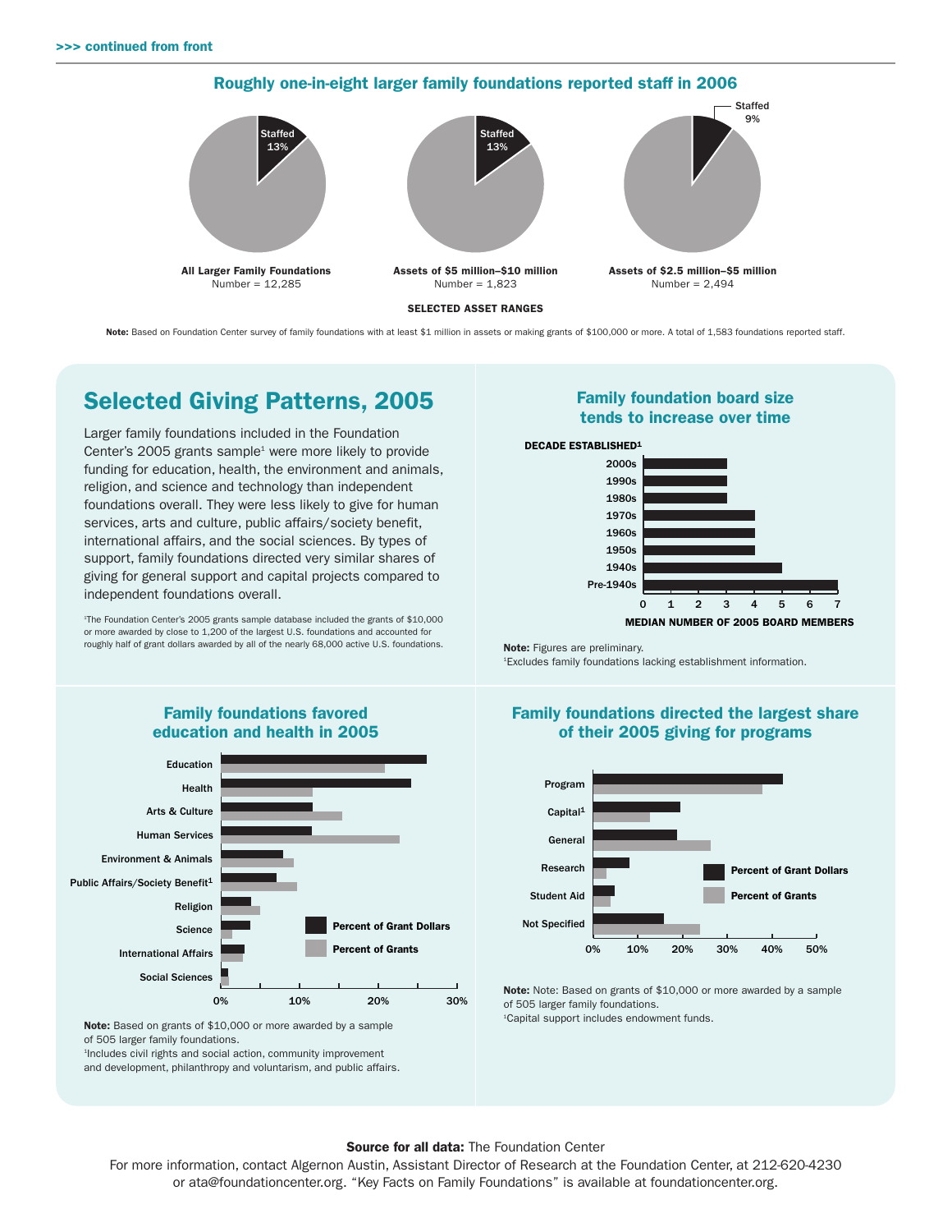>>> continued from front

### Roughly one-in-eight larger family foundations reported staff in 2006

Staffed 13%

**All Larger Family Foundations**
Number = 12,285

Staffed 13%

**Assets of $5 million–$10 million**
Number = 1,823

Staffed 9%

**Assets of $2.5 million–$5 million**
Number = 2,494

**SELECTED ASSET RANGES**

**Note:** Based on Foundation Center survey of family foundations with at least $1 million in assets or making grants of $100,000 or more. A total of 1,583 foundations reported staff.

## Selected Giving Patterns, 2005

Larger family foundations included in the Foundation Center's 2005 grants sample[1] were more likely to provide funding for education, health, the environment and animals, religion, and science and technology than independent foundations overall. They were less likely to give for human services, arts and culture, public affairs/society benefit, international affairs, and the social sciences. By types of support, family foundations directed very similar shares of giving for general support and capital projects compared to independent foundations overall.

[1]The Foundation Center's 2005 grants sample database included the grants of $10,000 or more awarded by close to 1,200 of the largest U.S. foundations and accounted for roughly half of grant dollars awarded by all of the nearly 68,000 active U.S. foundations.

### Family foundation board size tends to increase over time

DECADE ESTABLISHED[1]

2000s
1990s
1980s
1970s
1960s
1950s
1940s
Pre-1940s

0 1 2 3 4 5 6 7

MEDIAN NUMBER OF 2005 BOARD MEMBERS

**Note:** Figures are preliminary.
[1]Excludes family foundations lacking establishment information.

### Family foundations favored education and health in 2005

Education
Health
Arts & Culture
Human Services
Environment & Animals
Public Affairs/Society Benefit[1]
Religion
Science
International Affairs
Social Sciences

0% 10% 20% 30%

Percent of Grant Dollars
Percent of Grants

**Note:** Based on grants of $10,000 or more awarded by a sample of 505 larger family foundations.
[1]Includes civil rights and social action, community improvement and development, philanthropy and voluntarism, and public affairs.

### Family foundations directed the largest share of their 2005 giving for programs

Program
Capital[1]
General
Research
Student Aid
Not Specified

0% 10% 20% 30% 40% 50%

Percent of Grant Dollars
Percent of Grants

**Note:** Note: Based on grants of $10,000 or more awarded by a sample of 505 larger family foundations.
[1]Capital support includes endowment funds.

**Source for all data:** The Foundation Center

For more information, contact Algernon Austin, Assistant Director of Research at the Foundation Center, at 212-620-4230 or ata@foundationcenter.org. "Key Facts on Family Foundations" is available at foundationcenter.org.